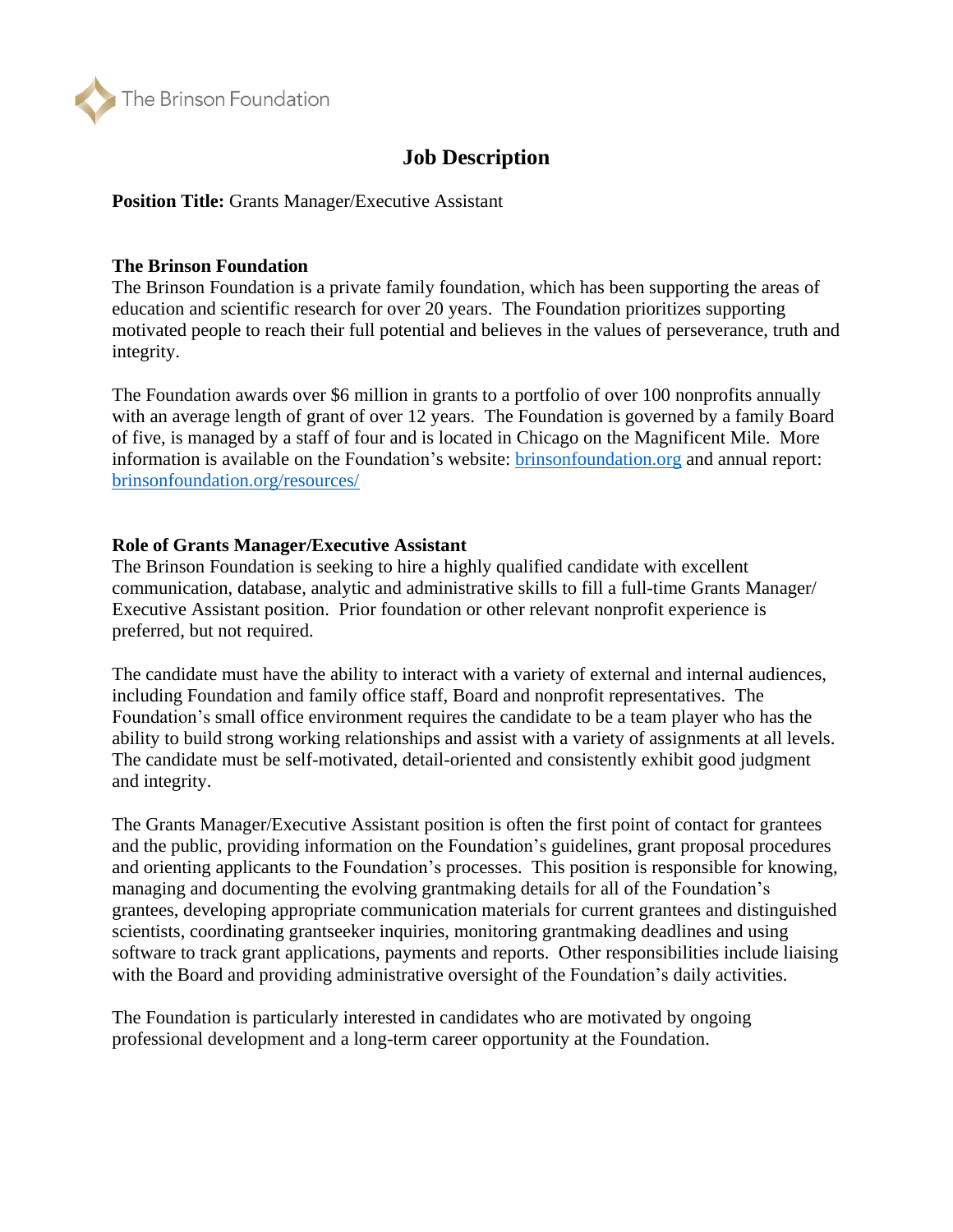The Brinson Foundation

# Job Description

**Position Title:** Grants Manager/Executive Assistant

## The Brinson Foundation

The Brinson Foundation is a private family foundation, which has been supporting the areas of education and scientific research for over 20 years. The Foundation prioritizes supporting motivated people to reach their full potential and believes in the values of perseverance, truth and integrity.

The Foundation awards over $6 million in grants to a portfolio of over 100 nonprofits annually with an average length of grant of over 12 years. The Foundation is governed by a family Board of five, is managed by a staff of four and is located in Chicago on the Magnificent Mile. More information is available on the Foundation's website: [brinsonfoundation.org](brinsonfoundation.org) and annual report: [brinsonfoundation.org/resources/](brinsonfoundation.org/resources/)

## Role of Grants Manager/Executive Assistant

The Brinson Foundation is seeking to hire a highly qualified candidate with excellent communication, database, analytic and administrative skills to fill a full-time Grants Manager/ Executive Assistant position. Prior foundation or other relevant nonprofit experience is preferred, but not required.

The candidate must have the ability to interact with a variety of external and internal audiences, including Foundation and family office staff, Board and nonprofit representatives. The Foundation's small office environment requires the candidate to be a team player who has the ability to build strong working relationships and assist with a variety of assignments at all levels. The candidate must be self-motivated, detail-oriented and consistently exhibit good judgment and integrity.

The Grants Manager/Executive Assistant position is often the first point of contact for grantees and the public, providing information on the Foundation's guidelines, grant proposal procedures and orienting applicants to the Foundation's processes. This position is responsible for knowing, managing and documenting the evolving grantmaking details for all of the Foundation's grantees, developing appropriate communication materials for current grantees and distinguished scientists, coordinating grantseeker inquiries, monitoring grantmaking deadlines and using software to track grant applications, payments and reports. Other responsibilities include liaising with the Board and providing administrative oversight of the Foundation's daily activities.

The Foundation is particularly interested in candidates who are motivated by ongoing professional development and a long-term career opportunity at the Foundation.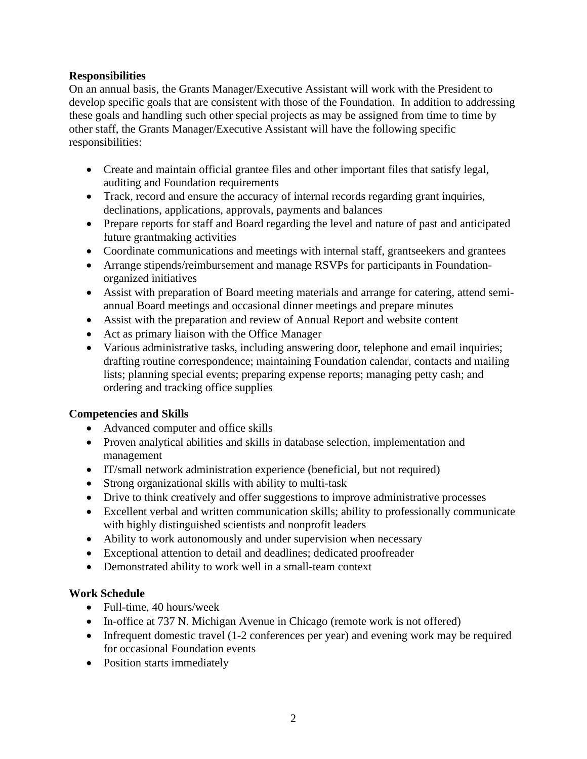**Responsibilities**

On an annual basis, the Grants Manager/Executive Assistant will work with the President to develop specific goals that are consistent with those of the Foundation. In addition to addressing these goals and handling such other special projects as may be assigned from time to time by other staff, the Grants Manager/Executive Assistant will have the following specific responsibilities:

- Create and maintain official grantee files and other important files that satisfy legal, auditing and Foundation requirements
- Track, record and ensure the accuracy of internal records regarding grant inquiries, declinations, applications, approvals, payments and balances
- Prepare reports for staff and Board regarding the level and nature of past and anticipated future grantmaking activities
- Coordinate communications and meetings with internal staff, grantseekers and grantees
- Arrange stipends/reimbursement and manage RSVPs for participants in Foundation-organized initiatives
- Assist with preparation of Board meeting materials and arrange for catering, attend semi-annual Board meetings and occasional dinner meetings and prepare minutes
- Assist with the preparation and review of Annual Report and website content
- Act as primary liaison with the Office Manager
- Various administrative tasks, including answering door, telephone and email inquiries; drafting routine correspondence; maintaining Foundation calendar, contacts and mailing lists; planning special events; preparing expense reports; managing petty cash; and ordering and tracking office supplies

**Competencies and Skills**

- Advanced computer and office skills
- Proven analytical abilities and skills in database selection, implementation and management
- IT/small network administration experience (beneficial, but not required)
- Strong organizational skills with ability to multi-task
- Drive to think creatively and offer suggestions to improve administrative processes
- Excellent verbal and written communication skills; ability to professionally communicate with highly distinguished scientists and nonprofit leaders
- Ability to work autonomously and under supervision when necessary
- Exceptional attention to detail and deadlines; dedicated proofreader
- Demonstrated ability to work well in a small-team context

**Work Schedule**

- Full-time, 40 hours/week
- In-office at 737 N. Michigan Avenue in Chicago (remote work is not offered)
- Infrequent domestic travel (1-2 conferences per year) and evening work may be required for occasional Foundation events
- Position starts immediately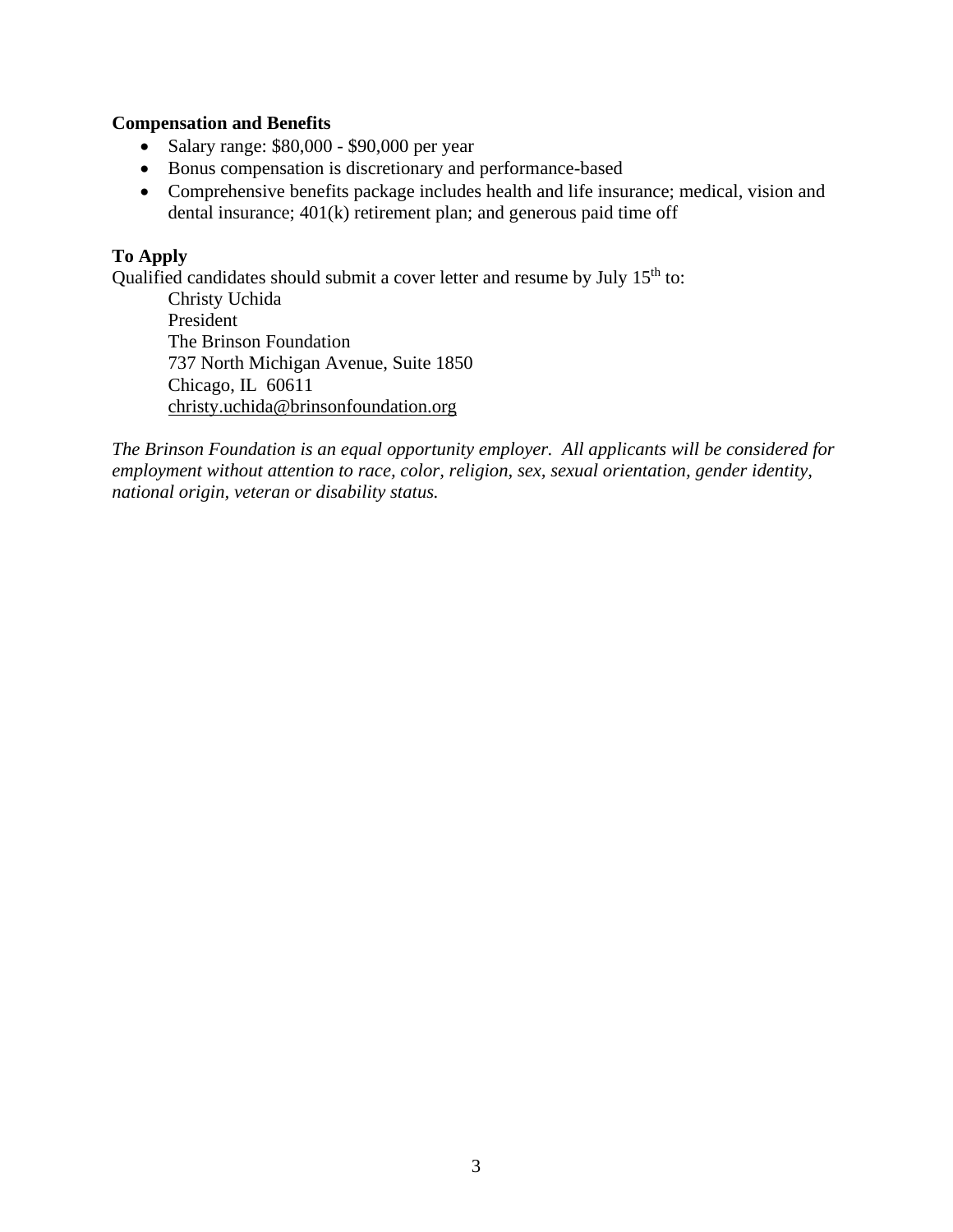**Compensation and Benefits**

- Salary range: $80,000 - $90,000 per year
- Bonus compensation is discretionary and performance-based
- Comprehensive benefits package includes health and life insurance; medical, vision and dental insurance; 401(k) retirement plan; and generous paid time off

**To Apply**

Qualified candidates should submit a cover letter and resume by July 15th to:

Christy Uchida
President
The Brinson Foundation
737 North Michigan Avenue, Suite 1850
Chicago, IL 60611
christy.uchida@brinsonfoundation.org

*The Brinson Foundation is an equal opportunity employer. All applicants will be considered for employment without attention to race, color, religion, sex, sexual orientation, gender identity, national origin, veteran or disability status.*